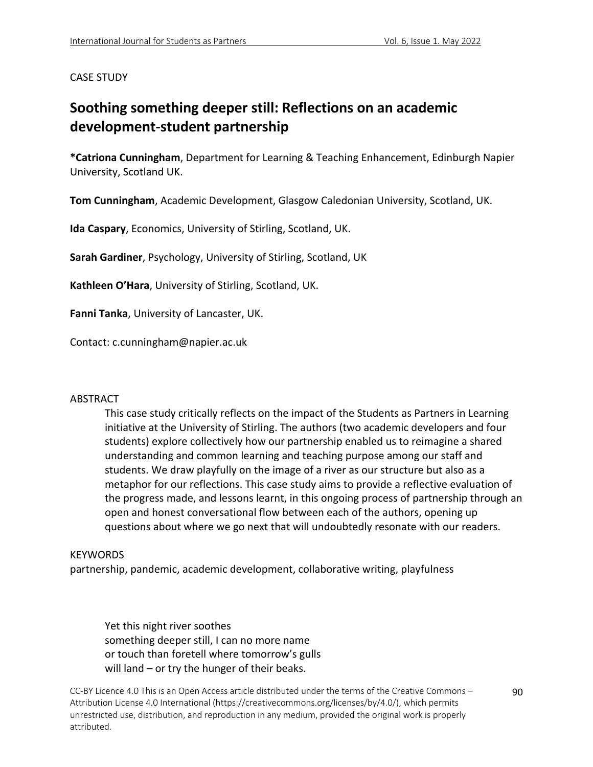CASE STUDY

# Soothing something deeper still: Reflections on an academic development-student partnership

***Catriona Cunningham**, Department for Learning & Teaching Enhancement, Edinburgh Napier University, Scotland UK.

**Tom Cunningham**, Academic Development, Glasgow Caledonian University, Scotland, UK.

**Ida Caspary**, Economics, University of Stirling, Scotland, UK.

**Sarah Gardiner**, Psychology, University of Stirling, Scotland, UK

**Kathleen O'Hara**, University of Stirling, Scotland, UK.

**Fanni Tanka**, University of Lancaster, UK.

Contact: c.cunningham@napier.ac.uk

ABSTRACT

> This case study critically reflects on the impact of the Students as Partners in Learning initiative at the University of Stirling. The authors (two academic developers and four students) explore collectively how our partnership enabled us to reimagine a shared understanding and common learning and teaching purpose among our staff and students. We draw playfully on the image of a river as our structure but also as a metaphor for our reflections. This case study aims to provide a reflective evaluation of the progress made, and lessons learnt, in this ongoing process of partnership through an open and honest conversational flow between each of the authors, opening up questions about where we go next that will undoubtedly resonate with our readers.

KEYWORDS

partnership, pandemic, academic development, collaborative writing, playfulness

> Yet this night river soothes
> something deeper still, I can no more name
> or touch than foretell where tomorrow's gulls
> will land – or try the hunger of their beaks.

CC-BY Licence 4.0 This is an Open Access article distributed under the terms of the Creative Commons – Attribution License 4.0 International (https://creativecommons.org/licenses/by/4.0/), which permits unrestricted use, distribution, and reproduction in any medium, provided the original work is properly attributed.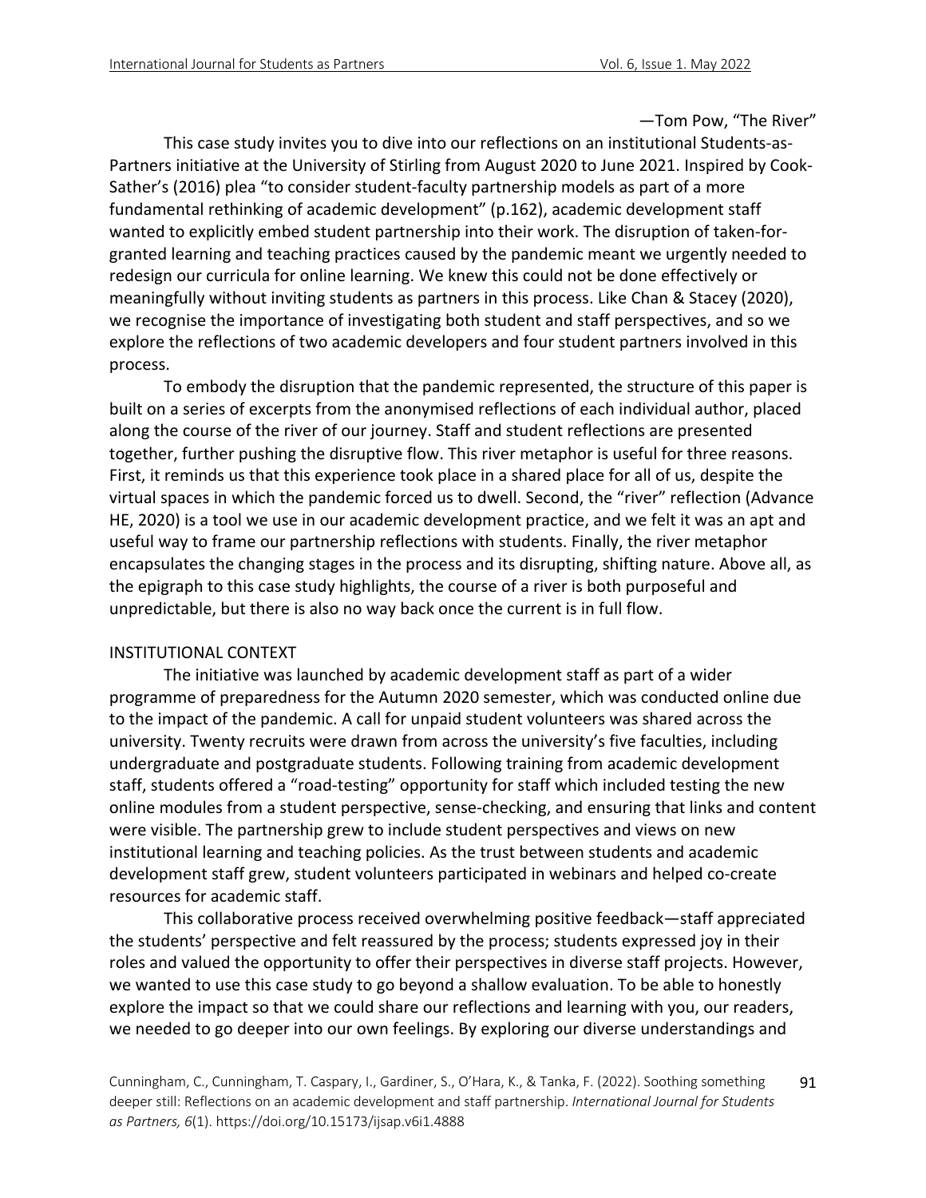—Tom Pow, "The River"

This case study invites you to dive into our reflections on an institutional Students-as-Partners initiative at the University of Stirling from August 2020 to June 2021. Inspired by Cook-Sather's (2016) plea "to consider student-faculty partnership models as part of a more fundamental rethinking of academic development" (p.162), academic development staff wanted to explicitly embed student partnership into their work. The disruption of taken-for-granted learning and teaching practices caused by the pandemic meant we urgently needed to redesign our curricula for online learning. We knew this could not be done effectively or meaningfully without inviting students as partners in this process. Like Chan & Stacey (2020), we recognise the importance of investigating both student and staff perspectives, and so we explore the reflections of two academic developers and four student partners involved in this process.

To embody the disruption that the pandemic represented, the structure of this paper is built on a series of excerpts from the anonymised reflections of each individual author, placed along the course of the river of our journey. Staff and student reflections are presented together, further pushing the disruptive flow. This river metaphor is useful for three reasons. First, it reminds us that this experience took place in a shared place for all of us, despite the virtual spaces in which the pandemic forced us to dwell. Second, the "river" reflection (Advance HE, 2020) is a tool we use in our academic development practice, and we felt it was an apt and useful way to frame our partnership reflections with students. Finally, the river metaphor encapsulates the changing stages in the process and its disrupting, shifting nature. Above all, as the epigraph to this case study highlights, the course of a river is both purposeful and unpredictable, but there is also no way back once the current is in full flow.

## INSTITUTIONAL CONTEXT

The initiative was launched by academic development staff as part of a wider programme of preparedness for the Autumn 2020 semester, which was conducted online due to the impact of the pandemic. A call for unpaid student volunteers was shared across the university. Twenty recruits were drawn from across the university's five faculties, including undergraduate and postgraduate students. Following training from academic development staff, students offered a "road-testing" opportunity for staff which included testing the new online modules from a student perspective, sense-checking, and ensuring that links and content were visible. The partnership grew to include student perspectives and views on new institutional learning and teaching policies. As the trust between students and academic development staff grew, student volunteers participated in webinars and helped co-create resources for academic staff.

This collaborative process received overwhelming positive feedback—staff appreciated the students' perspective and felt reassured by the process; students expressed joy in their roles and valued the opportunity to offer their perspectives in diverse staff projects. However, we wanted to use this case study to go beyond a shallow evaluation. To be able to honestly explore the impact so that we could share our reflections and learning with you, our readers, we needed to go deeper into our own feelings. By exploring our diverse understandings and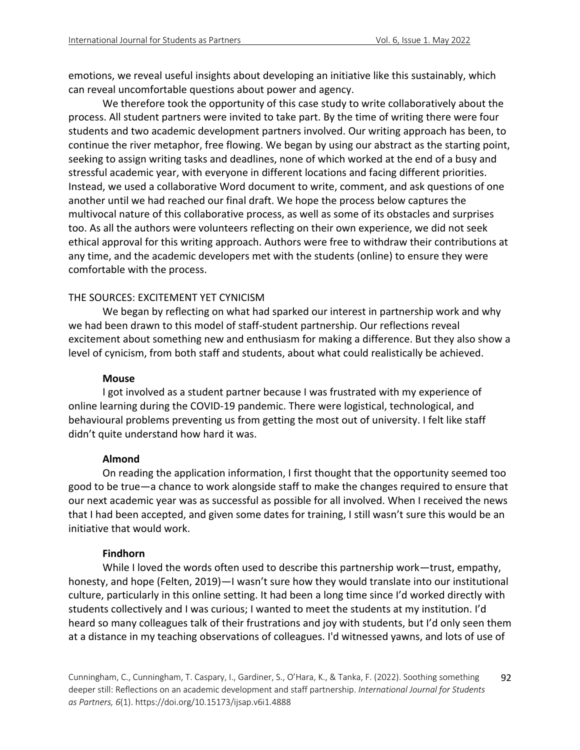emotions, we reveal useful insights about developing an initiative like this sustainably, which can reveal uncomfortable questions about power and agency.

We therefore took the opportunity of this case study to write collaboratively about the process. All student partners were invited to take part. By the time of writing there were four students and two academic development partners involved. Our writing approach has been, to continue the river metaphor, free flowing. We began by using our abstract as the starting point, seeking to assign writing tasks and deadlines, none of which worked at the end of a busy and stressful academic year, with everyone in different locations and facing different priorities. Instead, we used a collaborative Word document to write, comment, and ask questions of one another until we had reached our final draft. We hope the process below captures the multivocal nature of this collaborative process, as well as some of its obstacles and surprises too. As all the authors were volunteers reflecting on their own experience, we did not seek ethical approval for this writing approach. Authors were free to withdraw their contributions at any time, and the academic developers met with the students (online) to ensure they were comfortable with the process.

## THE SOURCES: EXCITEMENT YET CYNICISM

We began by reflecting on what had sparked our interest in partnership work and why we had been drawn to this model of staff-student partnership. Our reflections reveal excitement about something new and enthusiasm for making a difference. But they also show a level of cynicism, from both staff and students, about what could realistically be achieved.

### Mouse

I got involved as a student partner because I was frustrated with my experience of online learning during the COVID-19 pandemic. There were logistical, technological, and behavioural problems preventing us from getting the most out of university. I felt like staff didn't quite understand how hard it was.

### Almond

On reading the application information, I first thought that the opportunity seemed too good to be true—a chance to work alongside staff to make the changes required to ensure that our next academic year was as successful as possible for all involved. When I received the news that I had been accepted, and given some dates for training, I still wasn't sure this would be an initiative that would work.

### Findhorn

While I loved the words often used to describe this partnership work—trust, empathy, honesty, and hope (Felten, 2019)—I wasn't sure how they would translate into our institutional culture, particularly in this online setting. It had been a long time since I'd worked directly with students collectively and I was curious; I wanted to meet the students at my institution. I'd heard so many colleagues talk of their frustrations and joy with students, but I'd only seen them at a distance in my teaching observations of colleagues. I'd witnessed yawns, and lots of use of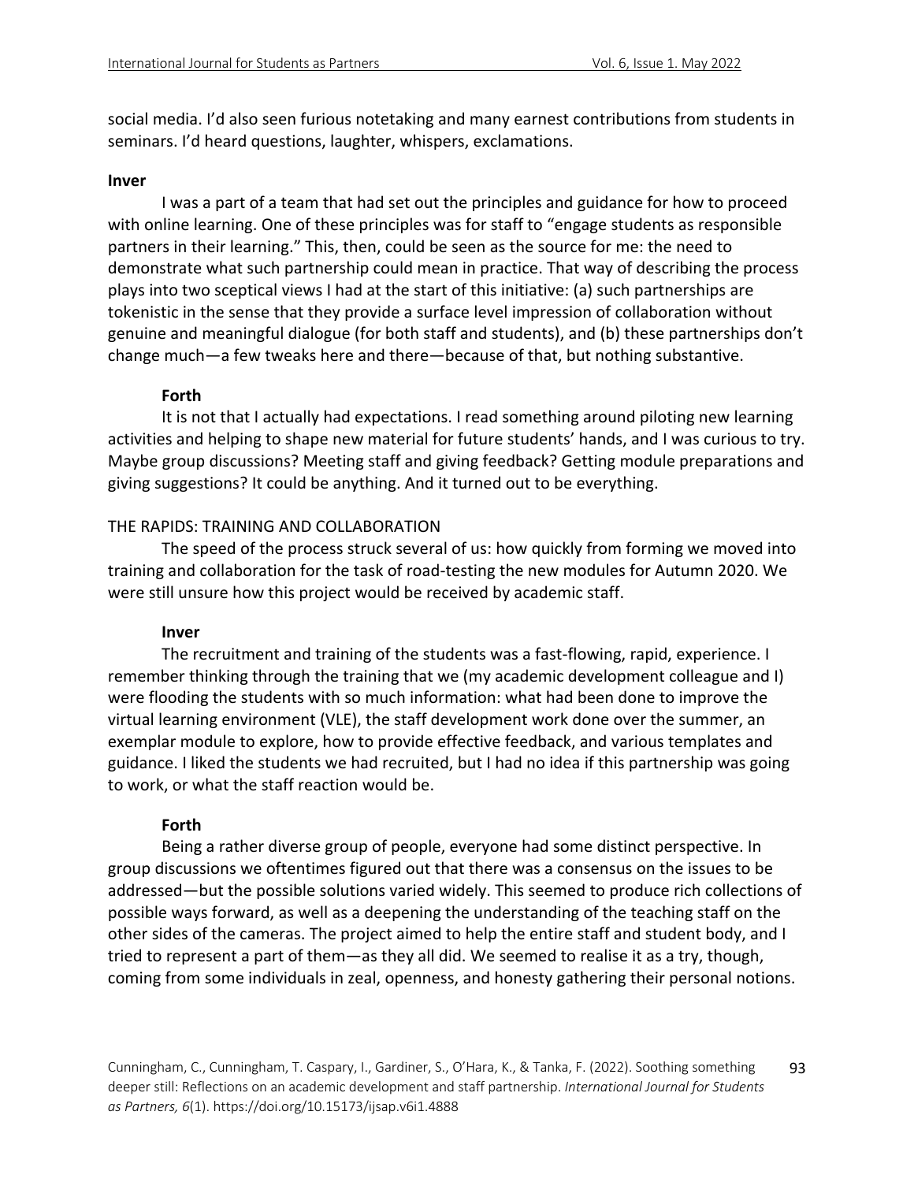social media. I'd also seen furious notetaking and many earnest contributions from students in seminars. I'd heard questions, laughter, whispers, exclamations.

**Inver**

I was a part of a team that had set out the principles and guidance for how to proceed with online learning. One of these principles was for staff to "engage students as responsible partners in their learning." This, then, could be seen as the source for me: the need to demonstrate what such partnership could mean in practice. That way of describing the process plays into two sceptical views I had at the start of this initiative: (a) such partnerships are tokenistic in the sense that they provide a surface level impression of collaboration without genuine and meaningful dialogue (for both staff and students), and (b) these partnerships don't change much—a few tweaks here and there—because of that, but nothing substantive.

**Forth**

It is not that I actually had expectations. I read something around piloting new learning activities and helping to shape new material for future students' hands, and I was curious to try. Maybe group discussions? Meeting staff and giving feedback? Getting module preparations and giving suggestions? It could be anything. And it turned out to be everything.

## THE RAPIDS: TRAINING AND COLLABORATION

The speed of the process struck several of us: how quickly from forming we moved into training and collaboration for the task of road-testing the new modules for Autumn 2020. We were still unsure how this project would be received by academic staff.

**Inver**

The recruitment and training of the students was a fast-flowing, rapid, experience. I remember thinking through the training that we (my academic development colleague and I) were flooding the students with so much information: what had been done to improve the virtual learning environment (VLE), the staff development work done over the summer, an exemplar module to explore, how to provide effective feedback, and various templates and guidance. I liked the students we had recruited, but I had no idea if this partnership was going to work, or what the staff reaction would be.

**Forth**

Being a rather diverse group of people, everyone had some distinct perspective. In group discussions we oftentimes figured out that there was a consensus on the issues to be addressed—but the possible solutions varied widely. This seemed to produce rich collections of possible ways forward, as well as a deepening the understanding of the teaching staff on the other sides of the cameras. The project aimed to help the entire staff and student body, and I tried to represent a part of them—as they all did. We seemed to realise it as a try, though, coming from some individuals in zeal, openness, and honesty gathering their personal notions.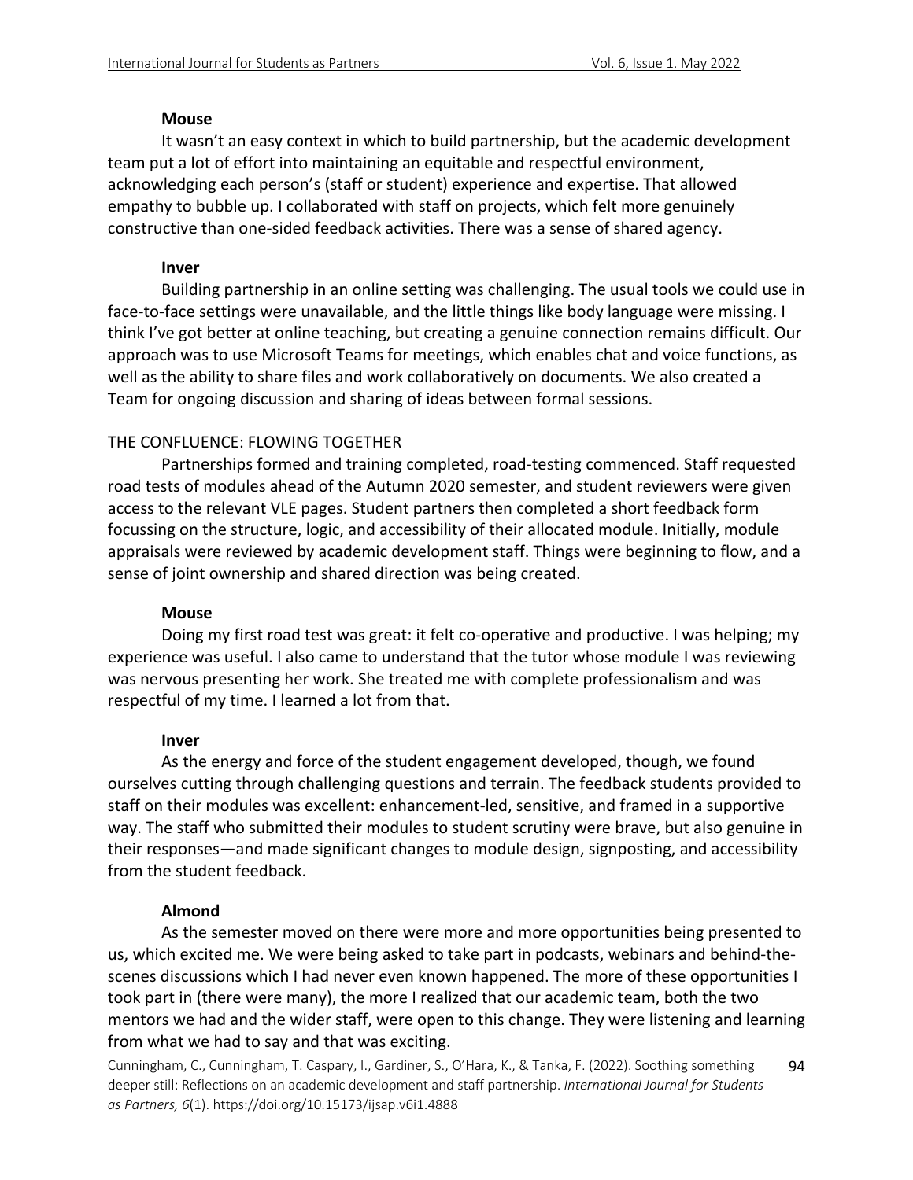**Mouse**

It wasn't an easy context in which to build partnership, but the academic development team put a lot of effort into maintaining an equitable and respectful environment, acknowledging each person's (staff or student) experience and expertise. That allowed empathy to bubble up. I collaborated with staff on projects, which felt more genuinely constructive than one-sided feedback activities. There was a sense of shared agency.

**Inver**

Building partnership in an online setting was challenging. The usual tools we could use in face-to-face settings were unavailable, and the little things like body language were missing. I think I've got better at online teaching, but creating a genuine connection remains difficult. Our approach was to use Microsoft Teams for meetings, which enables chat and voice functions, as well as the ability to share files and work collaboratively on documents. We also created a Team for ongoing discussion and sharing of ideas between formal sessions.

## THE CONFLUENCE: FLOWING TOGETHER

Partnerships formed and training completed, road-testing commenced. Staff requested road tests of modules ahead of the Autumn 2020 semester, and student reviewers were given access to the relevant VLE pages. Student partners then completed a short feedback form focussing on the structure, logic, and accessibility of their allocated module. Initially, module appraisals were reviewed by academic development staff. Things were beginning to flow, and a sense of joint ownership and shared direction was being created.

**Mouse**

Doing my first road test was great: it felt co-operative and productive. I was helping; my experience was useful. I also came to understand that the tutor whose module I was reviewing was nervous presenting her work. She treated me with complete professionalism and was respectful of my time. I learned a lot from that.

**Inver**

As the energy and force of the student engagement developed, though, we found ourselves cutting through challenging questions and terrain. The feedback students provided to staff on their modules was excellent: enhancement-led, sensitive, and framed in a supportive way. The staff who submitted their modules to student scrutiny were brave, but also genuine in their responses—and made significant changes to module design, signposting, and accessibility from the student feedback.

**Almond**

As the semester moved on there were more and more opportunities being presented to us, which excited me. We were being asked to take part in podcasts, webinars and behind-the-scenes discussions which I had never even known happened. The more of these opportunities I took part in (there were many), the more I realized that our academic team, both the two mentors we had and the wider staff, were open to this change. They were listening and learning from what we had to say and that was exciting.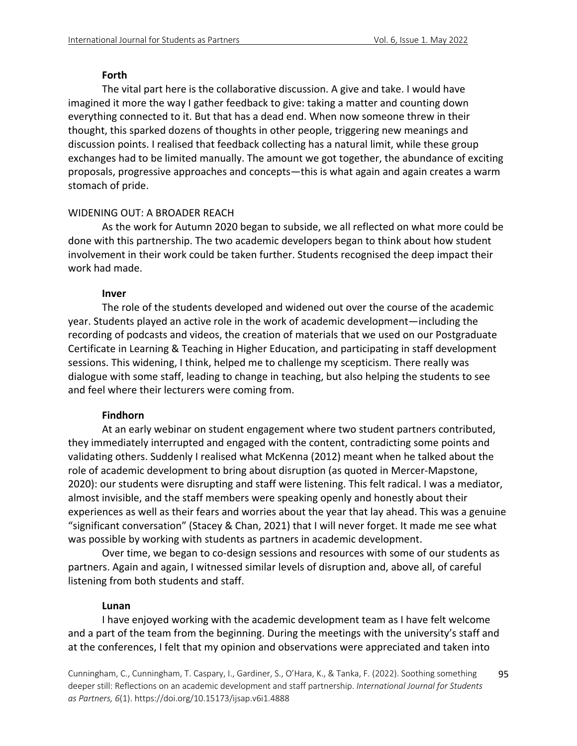**Forth**

The vital part here is the collaborative discussion. A give and take. I would have imagined it more the way I gather feedback to give: taking a matter and counting down everything connected to it. But that has a dead end. When now someone threw in their thought, this sparked dozens of thoughts in other people, triggering new meanings and discussion points. I realised that feedback collecting has a natural limit, while these group exchanges had to be limited manually. The amount we got together, the abundance of exciting proposals, progressive approaches and concepts—this is what again and again creates a warm stomach of pride.

## WIDENING OUT: A BROADER REACH

As the work for Autumn 2020 began to subside, we all reflected on what more could be done with this partnership. The two academic developers began to think about how student involvement in their work could be taken further. Students recognised the deep impact their work had made.

**Inver**

The role of the students developed and widened out over the course of the academic year. Students played an active role in the work of academic development—including the recording of podcasts and videos, the creation of materials that we used on our Postgraduate Certificate in Learning & Teaching in Higher Education, and participating in staff development sessions. This widening, I think, helped me to challenge my scepticism. There really was dialogue with some staff, leading to change in teaching, but also helping the students to see and feel where their lecturers were coming from.

**Findhorn**

At an early webinar on student engagement where two student partners contributed, they immediately interrupted and engaged with the content, contradicting some points and validating others. Suddenly I realised what McKenna (2012) meant when he talked about the role of academic development to bring about disruption (as quoted in Mercer-Mapstone, 2020): our students were disrupting and staff were listening. This felt radical. I was a mediator, almost invisible, and the staff members were speaking openly and honestly about their experiences as well as their fears and worries about the year that lay ahead. This was a genuine "significant conversation" (Stacey & Chan, 2021) that I will never forget. It made me see what was possible by working with students as partners in academic development.

Over time, we began to co-design sessions and resources with some of our students as partners. Again and again, I witnessed similar levels of disruption and, above all, of careful listening from both students and staff.

**Lunan**

I have enjoyed working with the academic development team as I have felt welcome and a part of the team from the beginning. During the meetings with the university's staff and at the conferences, I felt that my opinion and observations were appreciated and taken into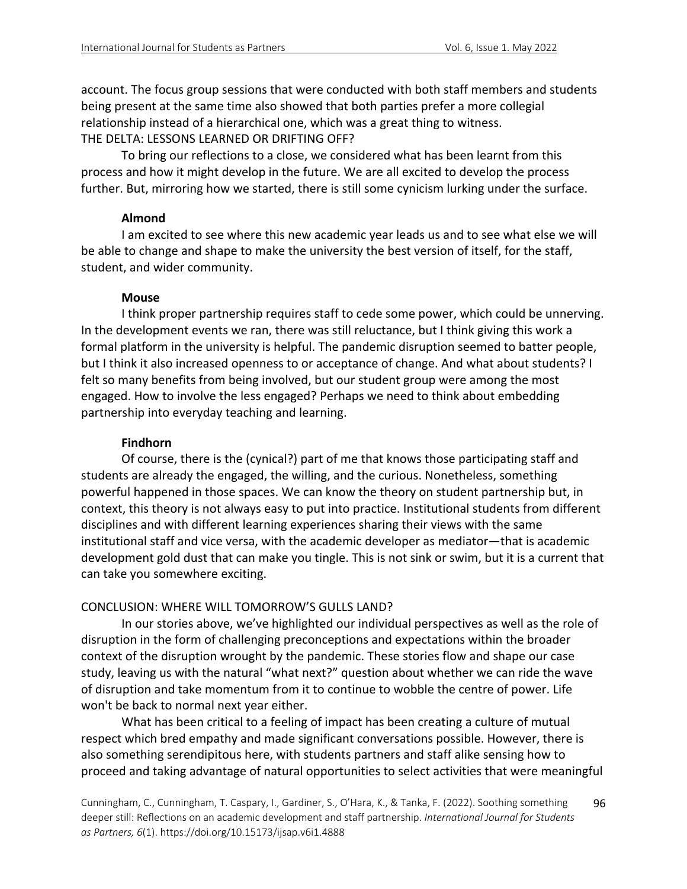account. The focus group sessions that were conducted with both staff members and students being present at the same time also showed that both parties prefer a more collegial relationship instead of a hierarchical one, which was a great thing to witness.

## THE DELTA: LESSONS LEARNED OR DRIFTING OFF?

To bring our reflections to a close, we considered what has been learnt from this process and how it might develop in the future. We are all excited to develop the process further. But, mirroring how we started, there is still some cynicism lurking under the surface.

### Almond

I am excited to see where this new academic year leads us and to see what else we will be able to change and shape to make the university the best version of itself, for the staff, student, and wider community.

### Mouse

I think proper partnership requires staff to cede some power, which could be unnerving. In the development events we ran, there was still reluctance, but I think giving this work a formal platform in the university is helpful. The pandemic disruption seemed to batter people, but I think it also increased openness to or acceptance of change. And what about students? I felt so many benefits from being involved, but our student group were among the most engaged. How to involve the less engaged? Perhaps we need to think about embedding partnership into everyday teaching and learning.

### Findhorn

Of course, there is the (cynical?) part of me that knows those participating staff and students are already the engaged, the willing, and the curious. Nonetheless, something powerful happened in those spaces. We can know the theory on student partnership but, in context, this theory is not always easy to put into practice. Institutional students from different disciplines and with different learning experiences sharing their views with the same institutional staff and vice versa, with the academic developer as mediator—that is academic development gold dust that can make you tingle. This is not sink or swim, but it is a current that can take you somewhere exciting.

## CONCLUSION: WHERE WILL TOMORROW'S GULLS LAND?

In our stories above, we've highlighted our individual perspectives as well as the role of disruption in the form of challenging preconceptions and expectations within the broader context of the disruption wrought by the pandemic. These stories flow and shape our case study, leaving us with the natural "what next?" question about whether we can ride the wave of disruption and take momentum from it to continue to wobble the centre of power. Life won't be back to normal next year either.

What has been critical to a feeling of impact has been creating a culture of mutual respect which bred empathy and made significant conversations possible. However, there is also something serendipitous here, with students partners and staff alike sensing how to proceed and taking advantage of natural opportunities to select activities that were meaningful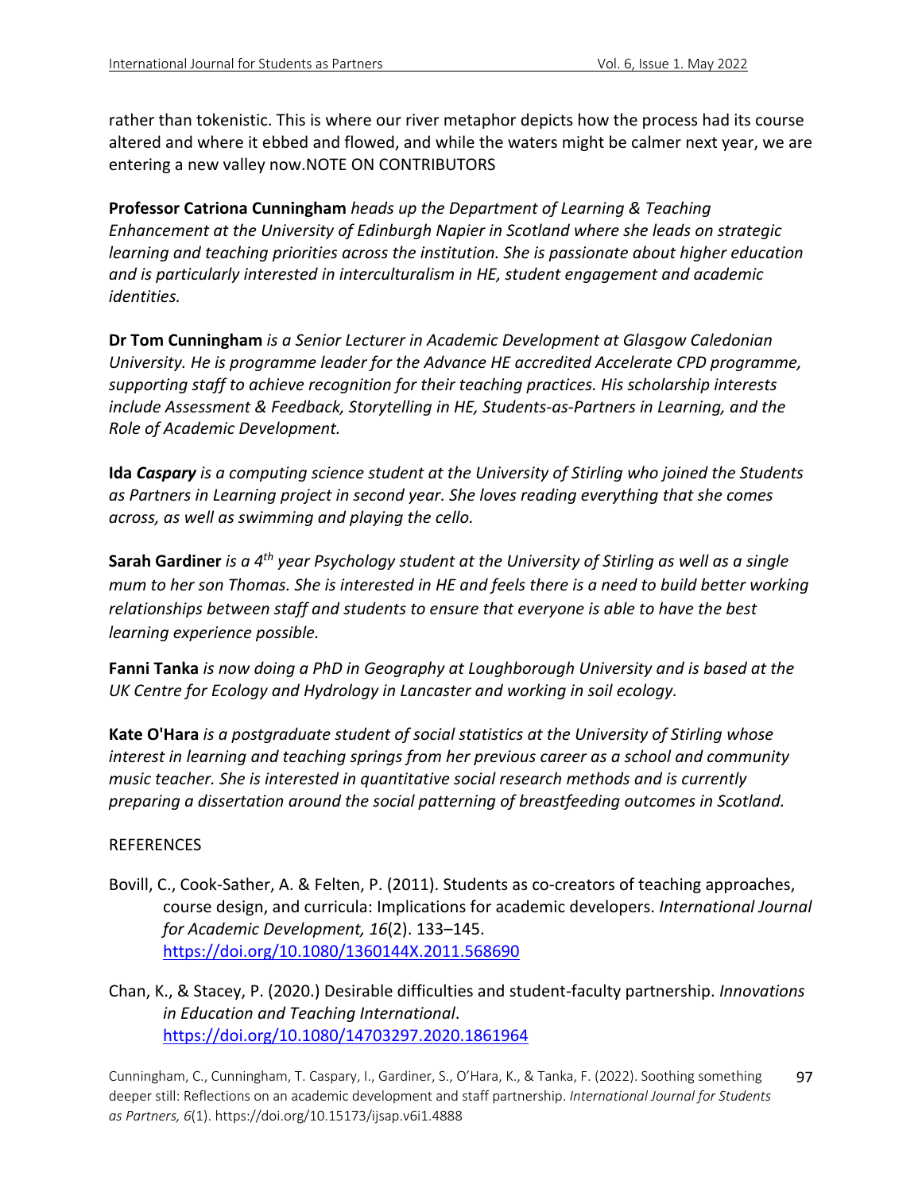rather than tokenistic. This is where our river metaphor depicts how the process had its course altered and where it ebbed and flowed, and while the waters might be calmer next year, we are entering a new valley now.

## NOTE ON CONTRIBUTORS

**Professor Catriona Cunningham** *heads up the Department of Learning & Teaching Enhancement at the University of Edinburgh Napier in Scotland where she leads on strategic learning and teaching priorities across the institution. She is passionate about higher education and is particularly interested in interculturalism in HE, student engagement and academic identities.*

**Dr Tom Cunningham** *is a Senior Lecturer in Academic Development at Glasgow Caledonian University. He is programme leader for the Advance HE accredited Accelerate CPD programme, supporting staff to achieve recognition for their teaching practices. His scholarship interests include Assessment & Feedback, Storytelling in HE, Students-as-Partners in Learning, and the Role of Academic Development.*

**Ida *Caspary*** *is a computing science student at the University of Stirling who joined the Students as Partners in Learning project in second year. She loves reading everything that she comes across, as well as swimming and playing the cello.*

**Sarah Gardiner** *is a 4th year Psychology student at the University of Stirling as well as a single mum to her son Thomas. She is interested in HE and feels there is a need to build better working relationships between staff and students to ensure that everyone is able to have the best learning experience possible.*

**Fanni Tanka** *is now doing a PhD in Geography at Loughborough University and is based at the UK Centre for Ecology and Hydrology in Lancaster and working in soil ecology.*

**Kate O'Hara** *is a postgraduate student of social statistics at the University of Stirling whose interest in learning and teaching springs from her previous career as a school and community music teacher. She is interested in quantitative social research methods and is currently preparing a dissertation around the social patterning of breastfeeding outcomes in Scotland.*

## REFERENCES

Bovill, C., Cook-Sather, A. & Felten, P. (2011). Students as co-creators of teaching approaches, course design, and curricula: Implications for academic developers. *International Journal for Academic Development, 16*(2). 133–145. https://doi.org/10.1080/1360144X.2011.568690

Chan, K., & Stacey, P. (2020.) Desirable difficulties and student-faculty partnership. *Innovations in Education and Teaching International*. https://doi.org/10.1080/14703297.2020.1861964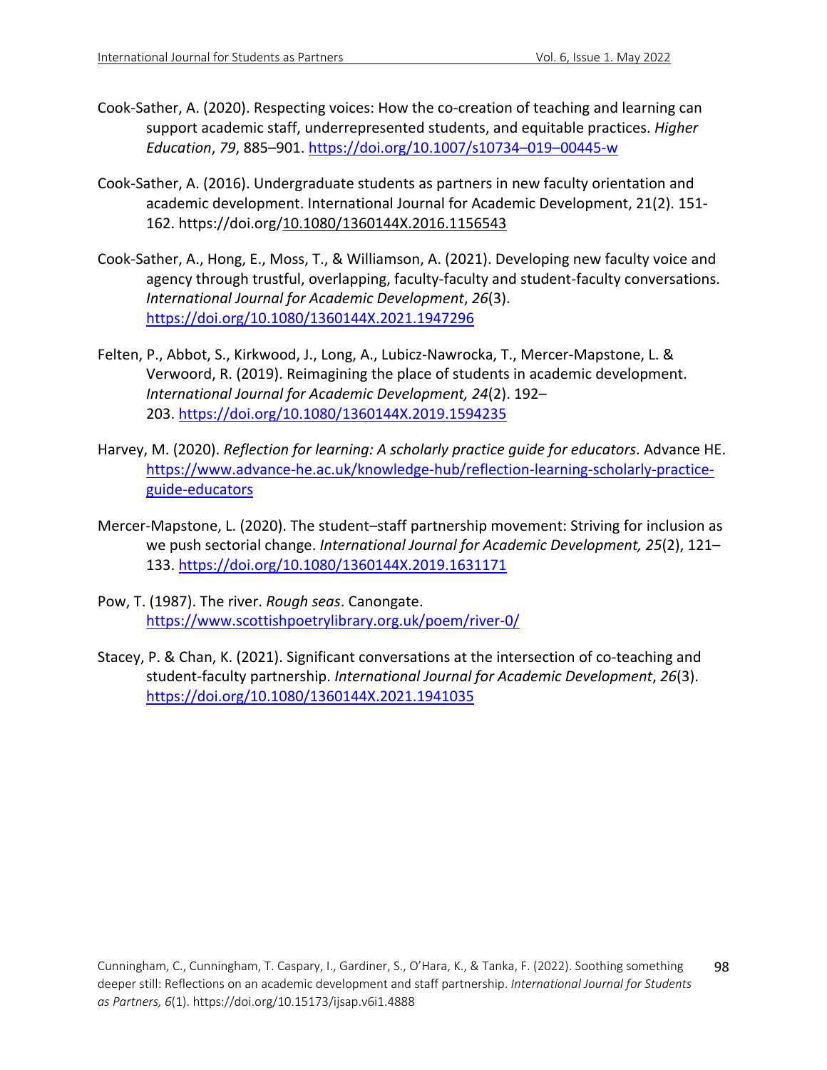Cook-Sather, A. (2020). Respecting voices: How the co-creation of teaching and learning can support academic staff, underrepresented students, and equitable practices. *Higher Education*, *79*, 885–901. https://doi.org/10.1007/s10734–019–00445-w

Cook-Sather, A. (2016). Undergraduate students as partners in new faculty orientation and academic development. International Journal for Academic Development, 21(2). 151-162. https://doi.org/10.1080/1360144X.2016.1156543

Cook-Sather, A., Hong, E., Moss, T., & Williamson, A. (2021). Developing new faculty voice and agency through trustful, overlapping, faculty-faculty and student-faculty conversations. *International Journal for Academic Development*, *26*(3). https://doi.org/10.1080/1360144X.2021.1947296

Felten, P., Abbot, S., Kirkwood, J., Long, A., Lubicz-Nawrocka, T., Mercer-Mapstone, L. & Verwoord, R. (2019). Reimagining the place of students in academic development. *International Journal for Academic Development, 24*(2). 192–203. https://doi.org/10.1080/1360144X.2019.1594235

Harvey, M. (2020). *Reflection for learning: A scholarly practice guide for educators*. Advance HE. https://www.advance-he.ac.uk/knowledge-hub/reflection-learning-scholarly-practice-guide-educators

Mercer-Mapstone, L. (2020). The student–staff partnership movement: Striving for inclusion as we push sectorial change. *International Journal for Academic Development, 25*(2), 121–133. https://doi.org/10.1080/1360144X.2019.1631171

Pow, T. (1987). The river. *Rough seas*. Canongate. https://www.scottishpoetrylibrary.org.uk/poem/river-0/

Stacey, P. & Chan, K. (2021). Significant conversations at the intersection of co-teaching and student-faculty partnership. *International Journal for Academic Development*, *26*(3). https://doi.org/10.1080/1360144X.2021.1941035